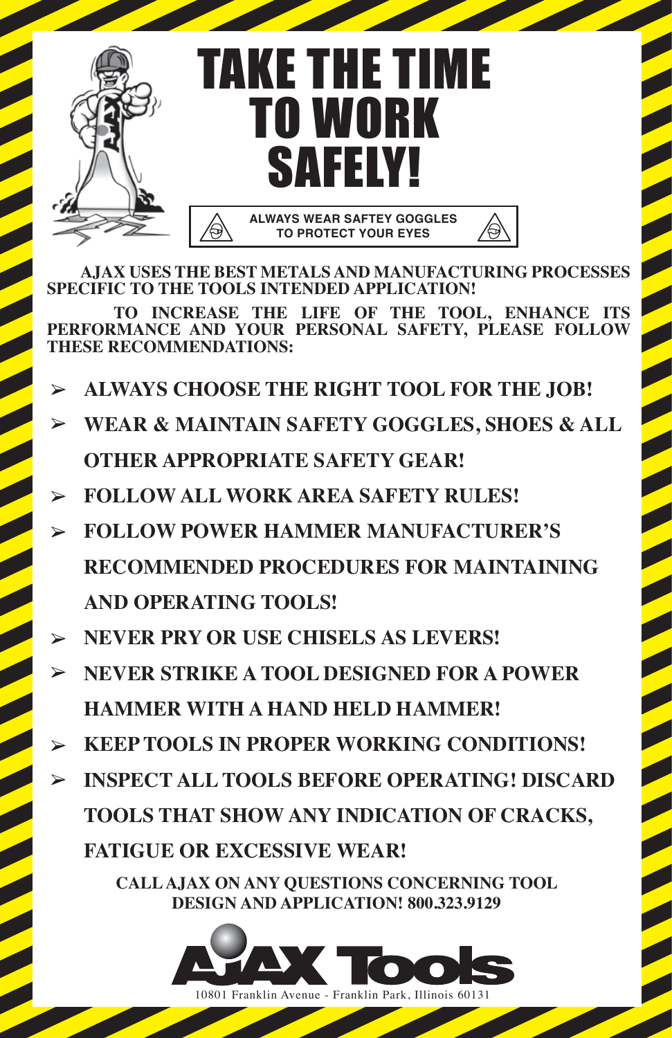# TAKE THE TIME TO WORK SAFELY!

**ALWAYS WEAR SAFTEY GOGGLES TO PROTECT YOUR EYES**

**AJAX USES THE BEST METALS AND MANUFACTURING PROCESSES SPECIFIC TO THE TOOLS INTENDED APPLICATION!**

**TO INCREASE THE LIFE OF THE TOOL, ENHANCE ITS PERFORMANCE AND YOUR PERSONAL SAFETY, PLEASE FOLLOW THESE RECOMMENDATIONS:**

- **ALWAYS CHOOSE THE RIGHT TOOL FOR THE JOB!**
- **WEAR & MAINTAIN SAFETY GOGGLES, SHOES & ALL OTHER APPROPRIATE SAFETY GEAR!**
- **FOLLOW ALL WORK AREA SAFETY RULES!**
- **FOLLOW POWER HAMMER MANUFACTURER'S RECOMMENDED PROCEDURES FOR MAINTAINING AND OPERATING TOOLS!**
- **NEVER PRY OR USE CHISELS AS LEVERS!**
- **NEVER STRIKE A TOOL DESIGNED FOR A POWER HAMMER WITH A HAND HELD HAMMER!**
- **KEEP TOOLS IN PROPER WORKING CONDITIONS!**
- **INSPECT ALL TOOLS BEFORE OPERATING! DISCARD TOOLS THAT SHOW ANY INDICATION OF CRACKS, FATIGUE OR EXCESSIVE WEAR!**

**CALL AJAX ON ANY QUESTIONS CONCERNING TOOL DESIGN AND APPLICATION! 800.323.9129**

**AJAX Tools**

10801 Franklin Avenue - Franklin Park, Illinois 60131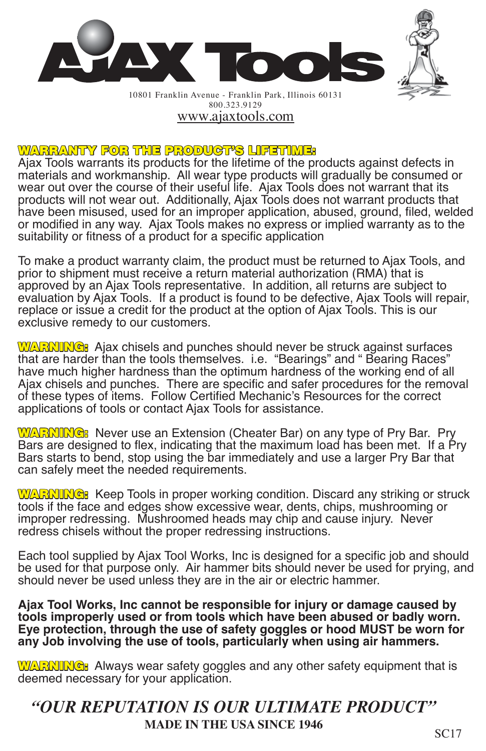# AJAX Tools

10801 Franklin Avenue - Franklin Park, Illinois 60131
800.323.9129
www.ajaxtools.com

**WARRANTY FOR THE PRODUCT'S LIFETIME:**
Ajax Tools warrants its products for the lifetime of the products against defects in materials and workmanship. All wear type products will gradually be consumed or wear out over the course of their useful life. Ajax Tools does not warrant that its products will not wear out. Additionally, Ajax Tools does not warrant products that have been misused, used for an improper application, abused, ground, filed, welded or modified in any way. Ajax Tools makes no express or implied warranty as to the suitability or fitness of a product for a specific application

To make a product warranty claim, the product must be returned to Ajax Tools, and prior to shipment must receive a return material authorization (RMA) that is approved by an Ajax Tools representative. In addition, all returns are subject to evaluation by Ajax Tools. If a product is found to be defective, Ajax Tools will repair, replace or issue a credit for the product at the option of Ajax Tools. This is our exclusive remedy to our customers.

**WARNING:** Ajax chisels and punches should never be struck against surfaces that are harder than the tools themselves. i.e. "Bearings" and " Bearing Races" have much higher hardness than the optimum hardness of the working end of all Ajax chisels and punches. There are specific and safer procedures for the removal of these types of items. Follow Certified Mechanic's Resources for the correct applications of tools or contact Ajax Tools for assistance.

**WARNING:** Never use an Extension (Cheater Bar) on any type of Pry Bar. Pry Bars are designed to flex, indicating that the maximum load has been met. If a Pry Bars starts to bend, stop using the bar immediately and use a larger Pry Bar that can safely meet the needed requirements.

**WARNING:** Keep Tools in proper working condition. Discard any striking or struck tools if the face and edges show excessive wear, dents, chips, mushrooming or improper redressing. Mushroomed heads may chip and cause injury. Never redress chisels without the proper redressing instructions.

Each tool supplied by Ajax Tool Works, Inc is designed for a specific job and should be used for that purpose only. Air hammer bits should never be used for prying, and should never be used unless they are in the air or electric hammer.

**Ajax Tool Works, Inc cannot be responsible for injury or damage caused by tools improperly used or from tools which have been abused or badly worn. Eye protection, through the use of safety goggles or hood MUST be worn for any Job involving the use of tools, particularly when using air hammers.**

**WARNING:** Always wear safety goggles and any other safety equipment that is deemed necessary for your application.

***"OUR REPUTATION IS OUR ULTIMATE PRODUCT"***

**MADE IN THE USA SINCE 1946**

SC17